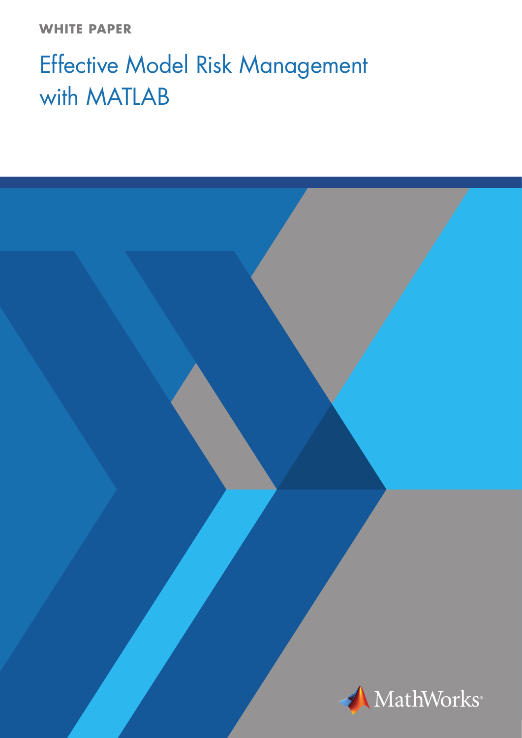**WHITE PAPER**

# Effective Model Risk Management with MATLAB

MathWorks®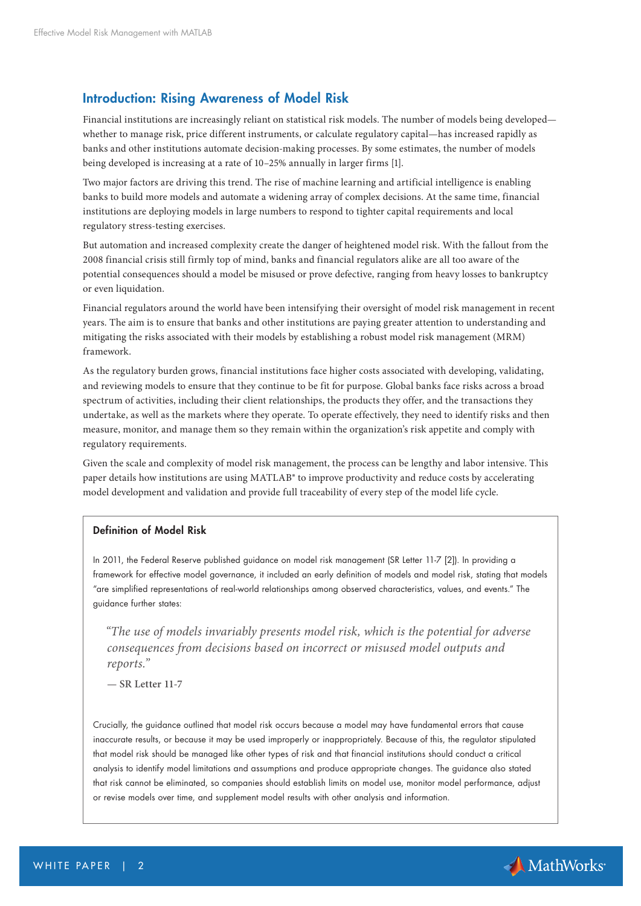## Introduction: Rising Awareness of Model Risk

Financial institutions are increasingly reliant on statistical risk models. The number of models being developed—whether to manage risk, price different instruments, or calculate regulatory capital—has increased rapidly as banks and other institutions automate decision-making processes. By some estimates, the number of models being developed is increasing at a rate of 10–25% annually in larger firms [1].

Two major factors are driving this trend. The rise of machine learning and artificial intelligence is enabling banks to build more models and automate a widening array of complex decisions. At the same time, financial institutions are deploying models in large numbers to respond to tighter capital requirements and local regulatory stress-testing exercises.

But automation and increased complexity create the danger of heightened model risk. With the fallout from the 2008 financial crisis still firmly top of mind, banks and financial regulators alike are all too aware of the potential consequences should a model be misused or prove defective, ranging from heavy losses to bankruptcy or even liquidation.

Financial regulators around the world have been intensifying their oversight of model risk management in recent years. The aim is to ensure that banks and other institutions are paying greater attention to understanding and mitigating the risks associated with their models by establishing a robust model risk management (MRM) framework.

As the regulatory burden grows, financial institutions face higher costs associated with developing, validating, and reviewing models to ensure that they continue to be fit for purpose. Global banks face risks across a broad spectrum of activities, including their client relationships, the products they offer, and the transactions they undertake, as well as the markets where they operate. To operate effectively, they need to identify risks and then measure, monitor, and manage them so they remain within the organization's risk appetite and comply with regulatory requirements.

Given the scale and complexity of model risk management, the process can be lengthy and labor intensive. This paper details how institutions are using MATLAB® to improve productivity and reduce costs by accelerating model development and validation and provide full traceability of every step of the model life cycle.

### Definition of Model Risk

In 2011, the Federal Reserve published guidance on model risk management (SR Letter 11-7 [2]). In providing a framework for effective model governance, it included an early definition of models and model risk, stating that models "are simplified representations of real-world relationships among observed characteristics, values, and events." The guidance further states:

> *"The use of models invariably presents model risk, which is the potential for adverse consequences from decisions based on incorrect or misused model outputs and reports."*
>
> — SR Letter 11-7

Crucially, the guidance outlined that model risk occurs because a model may have fundamental errors that cause inaccurate results, or because it may be used improperly or inappropriately. Because of this, the regulator stipulated that model risk should be managed like other types of risk and that financial institutions should conduct a critical analysis to identify model limitations and assumptions and produce appropriate changes. The guidance also stated that risk cannot be eliminated, so companies should establish limits on model use, monitor model performance, adjust or revise models over time, and supplement model results with other analysis and information.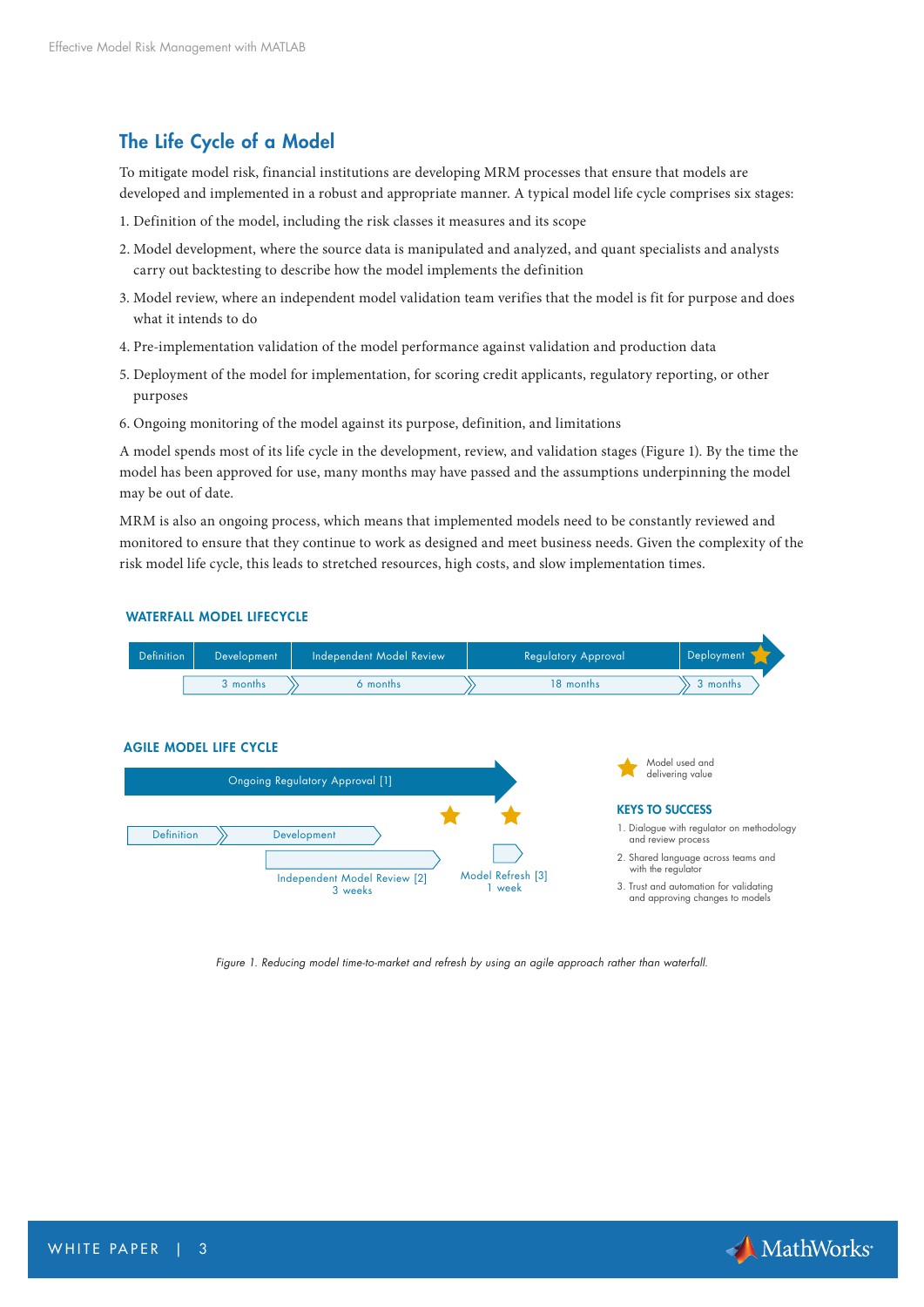## The Life Cycle of a Model

To mitigate model risk, financial institutions are developing MRM processes that ensure that models are developed and implemented in a robust and appropriate manner. A typical model life cycle comprises six stages:

1. Definition of the model, including the risk classes it measures and its scope
2. Model development, where the source data is manipulated and analyzed, and quant specialists and analysts carry out backtesting to describe how the model implements the definition
3. Model review, where an independent model validation team verifies that the model is fit for purpose and does what it intends to do
4. Pre-implementation validation of the model performance against validation and production data
5. Deployment of the model for implementation, for scoring credit applicants, regulatory reporting, or other purposes
6. Ongoing monitoring of the model against its purpose, definition, and limitations

A model spends most of its life cycle in the development, review, and validation stages (Figure 1). By the time the model has been approved for use, many months may have passed and the assumptions underpinning the model may be out of date.

MRM is also an ongoing process, which means that implemented models need to be constantly reviewed and monitored to ensure that they continue to work as designed and meet business needs. Given the complexity of the risk model life cycle, this leads to stretched resources, high costs, and slow implementation times.

**WATERFALL MODEL LIFECYCLE**

Definition | Development | Independent Model Review | Regulatory Approval | Deployment

3 months | 6 months | 18 months | 3 months

**AGILE MODEL LIFE CYCLE**

Ongoing Regulatory Approval [1]

Definition | Development

Independent Model Review [2] 3 weeks

Model Refresh [3] 1 week

Model used and delivering value

**KEYS TO SUCCESS**

1. Dialogue with regulator on methodology and review process
2. Shared language across teams and with the regulator
3. Trust and automation for validating and approving changes to models

*Figure 1. Reducing model time-to-market and refresh by using an agile approach rather than waterfall.*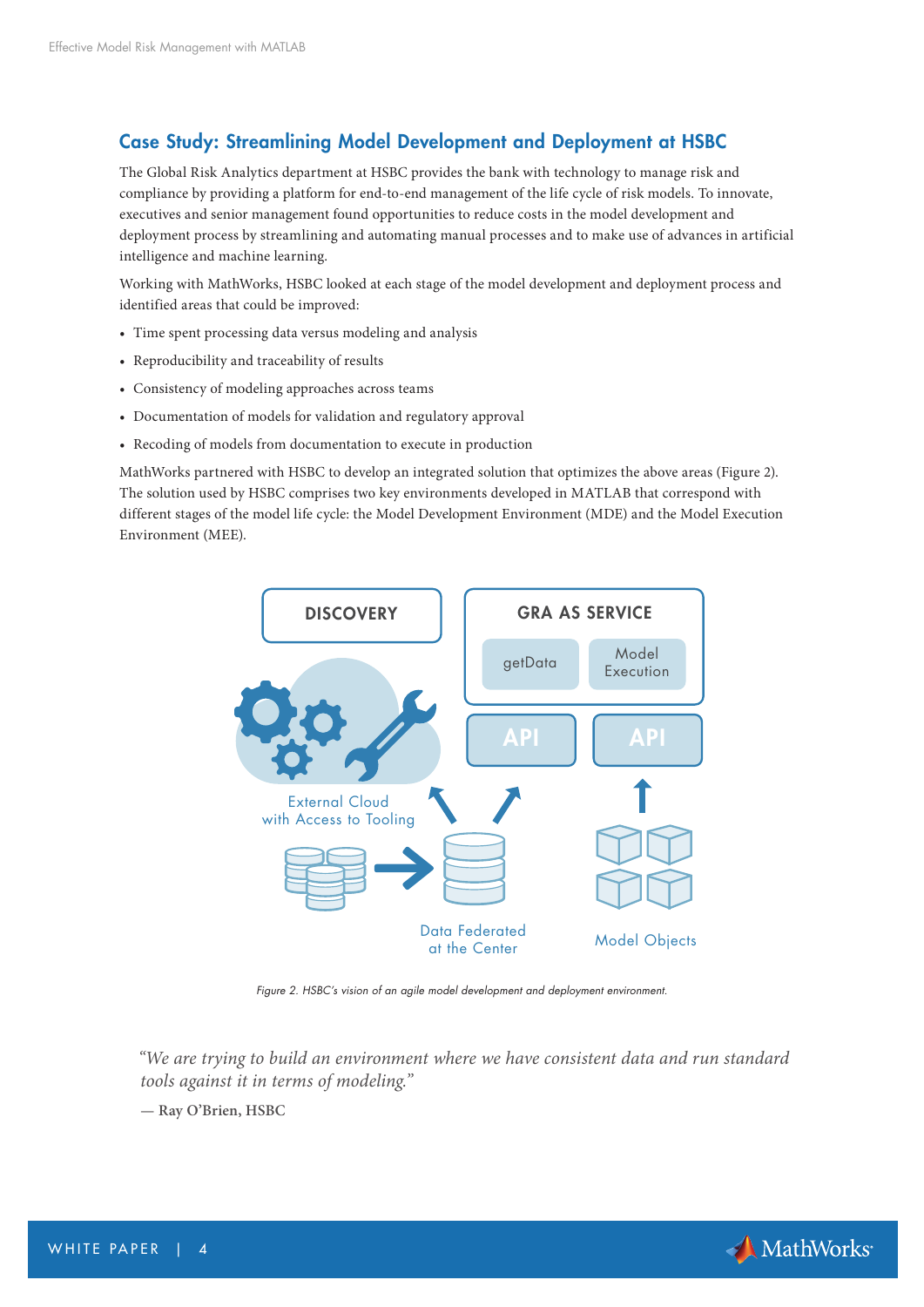## Case Study: Streamlining Model Development and Deployment at HSBC

The Global Risk Analytics department at HSBC provides the bank with technology to manage risk and compliance by providing a platform for end-to-end management of the life cycle of risk models. To innovate, executives and senior management found opportunities to reduce costs in the model development and deployment process by streamlining and automating manual processes and to make use of advances in artificial intelligence and machine learning.

Working with MathWorks, HSBC looked at each stage of the model development and deployment process and identified areas that could be improved:

- Time spent processing data versus modeling and analysis
- Reproducibility and traceability of results
- Consistency of modeling approaches across teams
- Documentation of models for validation and regulatory approval
- Recoding of models from documentation to execute in production

MathWorks partnered with HSBC to develop an integrated solution that optimizes the above areas (Figure 2). The solution used by HSBC comprises two key environments developed in MATLAB that correspond with different stages of the model life cycle: the Model Development Environment (MDE) and the Model Execution Environment (MEE).

*Figure 2. HSBC's vision of an agile model development and deployment environment.*

> *"We are trying to build an environment where we have consistent data and run standard tools against it in terms of modeling."*
>
> **— Ray O'Brien, HSBC**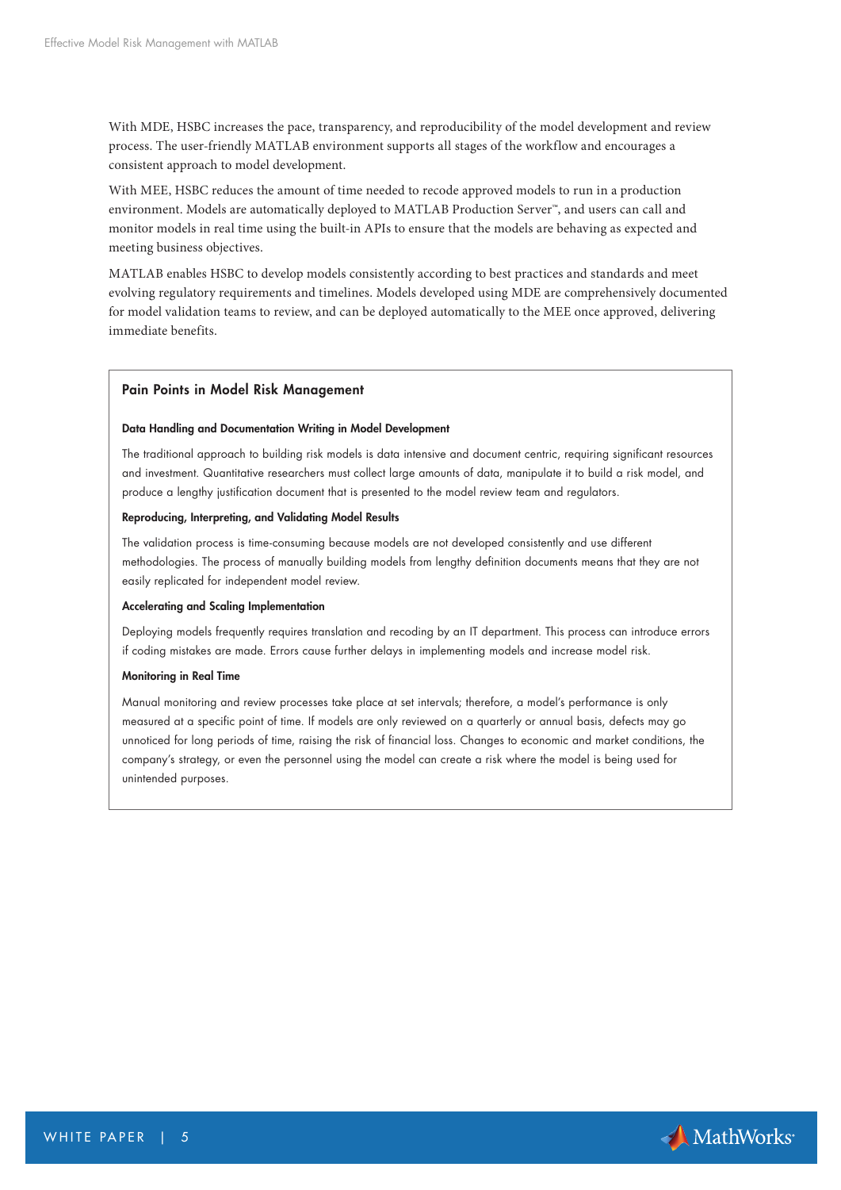With MDE, HSBC increases the pace, transparency, and reproducibility of the model development and review process. The user-friendly MATLAB environment supports all stages of the workflow and encourages a consistent approach to model development.

With MEE, HSBC reduces the amount of time needed to recode approved models to run in a production environment. Models are automatically deployed to MATLAB Production Server™, and users can call and monitor models in real time using the built-in APIs to ensure that the models are behaving as expected and meeting business objectives.

MATLAB enables HSBC to develop models consistently according to best practices and standards and meet evolving regulatory requirements and timelines. Models developed using MDE are comprehensively documented for model validation teams to review, and can be deployed automatically to the MEE once approved, delivering immediate benefits.

### Pain Points in Model Risk Management

#### Data Handling and Documentation Writing in Model Development

The traditional approach to building risk models is data intensive and document centric, requiring significant resources and investment. Quantitative researchers must collect large amounts of data, manipulate it to build a risk model, and produce a lengthy justification document that is presented to the model review team and regulators.

#### Reproducing, Interpreting, and Validating Model Results

The validation process is time-consuming because models are not developed consistently and use different methodologies. The process of manually building models from lengthy definition documents means that they are not easily replicated for independent model review.

#### Accelerating and Scaling Implementation

Deploying models frequently requires translation and recoding by an IT department. This process can introduce errors if coding mistakes are made. Errors cause further delays in implementing models and increase model risk.

#### Monitoring in Real Time

Manual monitoring and review processes take place at set intervals; therefore, a model's performance is only measured at a specific point of time. If models are only reviewed on a quarterly or annual basis, defects may go unnoticed for long periods of time, raising the risk of financial loss. Changes to economic and market conditions, the company's strategy, or even the personnel using the model can create a risk where the model is being used for unintended purposes.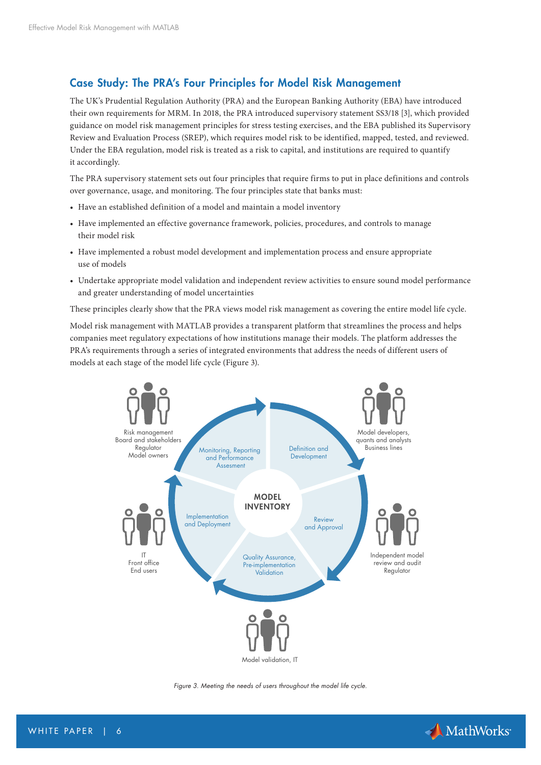## Case Study: The PRA's Four Principles for Model Risk Management

The UK's Prudential Regulation Authority (PRA) and the European Banking Authority (EBA) have introduced their own requirements for MRM. In 2018, the PRA introduced supervisory statement SS3/18 [3], which provided guidance on model risk management principles for stress testing exercises, and the EBA published its Supervisory Review and Evaluation Process (SREP), which requires model risk to be identified, mapped, tested, and reviewed. Under the EBA regulation, model risk is treated as a risk to capital, and institutions are required to quantify it accordingly.

The PRA supervisory statement sets out four principles that require firms to put in place definitions and controls over governance, usage, and monitoring. The four principles state that banks must:

- Have an established definition of a model and maintain a model inventory
- Have implemented an effective governance framework, policies, procedures, and controls to manage their model risk
- Have implemented a robust model development and implementation process and ensure appropriate use of models
- Undertake appropriate model validation and independent review activities to ensure sound model performance and greater understanding of model uncertainties

These principles clearly show that the PRA views model risk management as covering the entire model life cycle.

Model risk management with MATLAB provides a transparent platform that streamlines the process and helps companies meet regulatory expectations of how institutions manage their models. The platform addresses the PRA's requirements through a series of integrated environments that address the needs of different users of models at each stage of the model life cycle (Figure 3).

*Figure 3. Meeting the needs of users throughout the model life cycle.*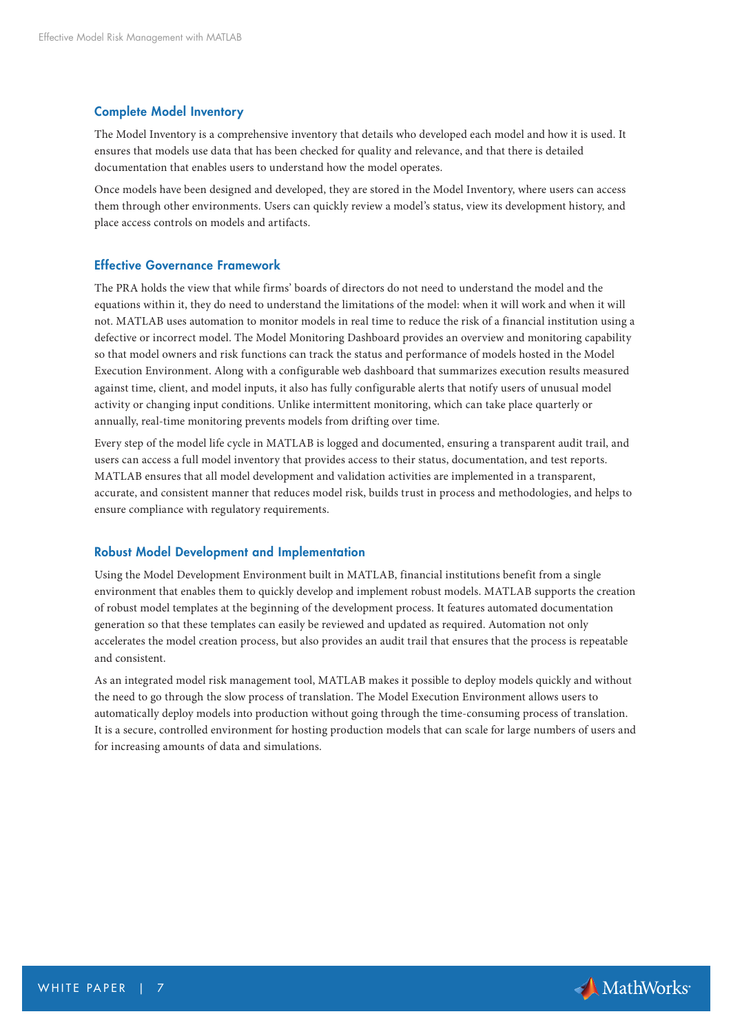### Complete Model Inventory

The Model Inventory is a comprehensive inventory that details who developed each model and how it is used. It ensures that models use data that has been checked for quality and relevance, and that there is detailed documentation that enables users to understand how the model operates.

Once models have been designed and developed, they are stored in the Model Inventory, where users can access them through other environments. Users can quickly review a model's status, view its development history, and place access controls on models and artifacts.

### Effective Governance Framework

The PRA holds the view that while firms' boards of directors do not need to understand the model and the equations within it, they do need to understand the limitations of the model: when it will work and when it will not. MATLAB uses automation to monitor models in real time to reduce the risk of a financial institution using a defective or incorrect model. The Model Monitoring Dashboard provides an overview and monitoring capability so that model owners and risk functions can track the status and performance of models hosted in the Model Execution Environment. Along with a configurable web dashboard that summarizes execution results measured against time, client, and model inputs, it also has fully configurable alerts that notify users of unusual model activity or changing input conditions. Unlike intermittent monitoring, which can take place quarterly or annually, real-time monitoring prevents models from drifting over time.

Every step of the model life cycle in MATLAB is logged and documented, ensuring a transparent audit trail, and users can access a full model inventory that provides access to their status, documentation, and test reports. MATLAB ensures that all model development and validation activities are implemented in a transparent, accurate, and consistent manner that reduces model risk, builds trust in process and methodologies, and helps to ensure compliance with regulatory requirements.

### Robust Model Development and Implementation

Using the Model Development Environment built in MATLAB, financial institutions benefit from a single environment that enables them to quickly develop and implement robust models. MATLAB supports the creation of robust model templates at the beginning of the development process. It features automated documentation generation so that these templates can easily be reviewed and updated as required. Automation not only accelerates the model creation process, but also provides an audit trail that ensures that the process is repeatable and consistent.

As an integrated model risk management tool, MATLAB makes it possible to deploy models quickly and without the need to go through the slow process of translation. The Model Execution Environment allows users to automatically deploy models into production without going through the time-consuming process of translation. It is a secure, controlled environment for hosting production models that can scale for large numbers of users and for increasing amounts of data and simulations.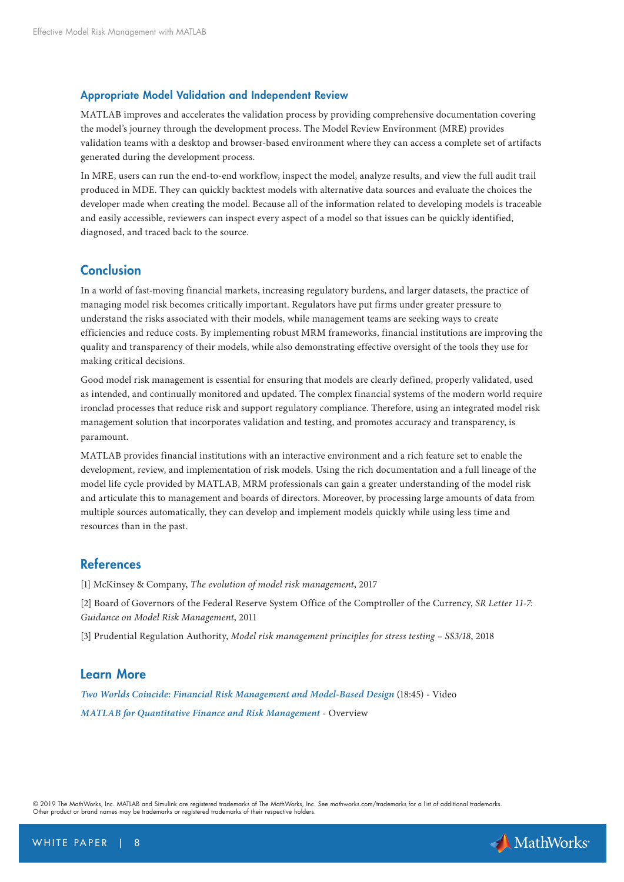### Appropriate Model Validation and Independent Review

MATLAB improves and accelerates the validation process by providing comprehensive documentation covering the model's journey through the development process. The Model Review Environment (MRE) provides validation teams with a desktop and browser-based environment where they can access a complete set of artifacts generated during the development process.

In MRE, users can run the end-to-end workflow, inspect the model, analyze results, and view the full audit trail produced in MDE. They can quickly backtest models with alternative data sources and evaluate the choices the developer made when creating the model. Because all of the information related to developing models is traceable and easily accessible, reviewers can inspect every aspect of a model so that issues can be quickly identified, diagnosed, and traced back to the source.

## Conclusion

In a world of fast-moving financial markets, increasing regulatory burdens, and larger datasets, the practice of managing model risk becomes critically important. Regulators have put firms under greater pressure to understand the risks associated with their models, while management teams are seeking ways to create efficiencies and reduce costs. By implementing robust MRM frameworks, financial institutions are improving the quality and transparency of their models, while also demonstrating effective oversight of the tools they use for making critical decisions.

Good model risk management is essential for ensuring that models are clearly defined, properly validated, used as intended, and continually monitored and updated. The complex financial systems of the modern world require ironclad processes that reduce risk and support regulatory compliance. Therefore, using an integrated model risk management solution that incorporates validation and testing, and promotes accuracy and transparency, is paramount.

MATLAB provides financial institutions with an interactive environment and a rich feature set to enable the development, review, and implementation of risk models. Using the rich documentation and a full lineage of the model life cycle provided by MATLAB, MRM professionals can gain a greater understanding of the model risk and articulate this to management and boards of directors. Moreover, by processing large amounts of data from multiple sources automatically, they can develop and implement models quickly while using less time and resources than in the past.

## References

[1] McKinsey & Company, *The evolution of model risk management*, 2017

[2] Board of Governors of the Federal Reserve System Office of the Comptroller of the Currency, *SR Letter 11-7: Guidance on Model Risk Management*, 2011

[3] Prudential Regulation Authority, *Model risk management principles for stress testing – SS3/18*, 2018

## Learn More

*Two Worlds Coincide: Financial Risk Management and Model-Based Design* (18:45) - Video

*MATLAB for Quantitative Finance and Risk Management* - Overview

© 2019 The MathWorks, Inc. MATLAB and Simulink are registered trademarks of The MathWorks, Inc. See mathworks.com/trademarks for a list of additional trademarks. Other product or brand names may be trademarks or registered trademarks of their respective holders.